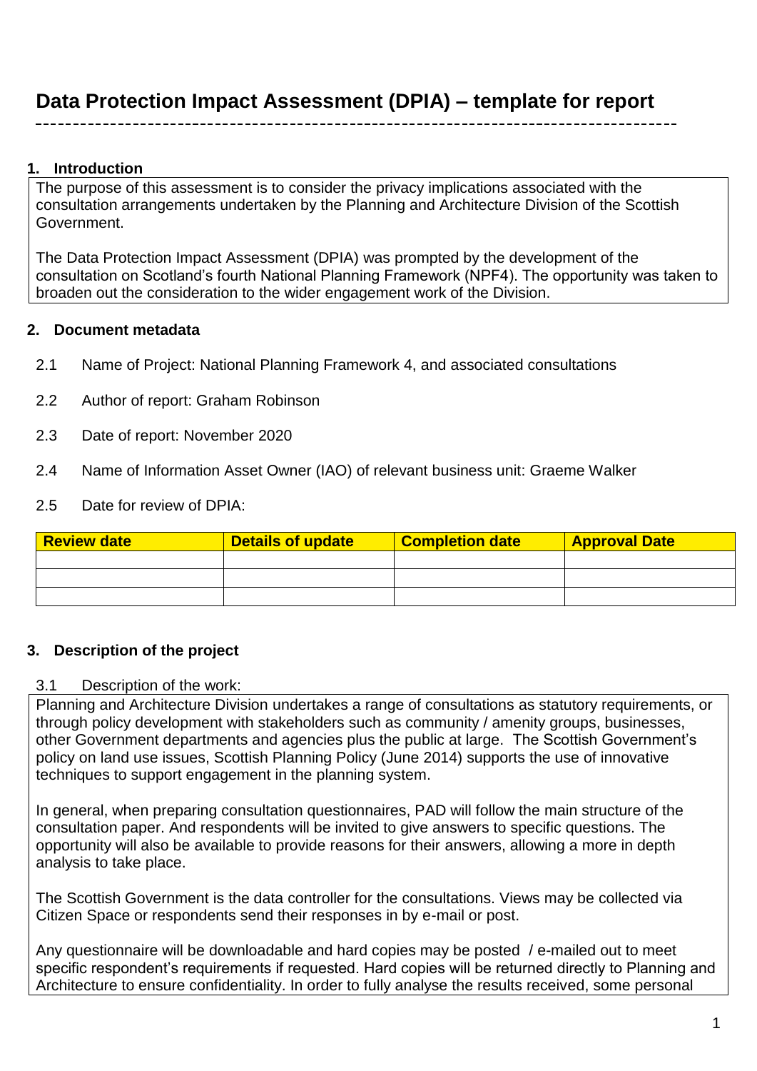# Data Protection Impact Assessment (DPIA) – template for report

## 1. Introduction

The purpose of this assessment is to consider the privacy implications associated with the consultation arrangements undertaken by the Planning and Architecture Division of the Scottish Government.

The Data Protection Impact Assessment (DPIA) was prompted by the development of the consultation on Scotland's fourth National Planning Framework (NPF4). The opportunity was taken to broaden out the consideration to the wider engagement work of the Division.

## 2. Document metadata

2.1 Name of Project: National Planning Framework 4, and associated consultations

2.2 Author of report: Graham Robinson

2.3 Date of report: November 2020

2.4 Name of Information Asset Owner (IAO) of relevant business unit: Graeme Walker

2.5 Date for review of DPIA:

| Review date | Details of update | Completion date | Approval Date |
|---|---|---|---|
| | | | |
| | | | |
| | | | |

## 3. Description of the project

3.1 Description of the work:

Planning and Architecture Division undertakes a range of consultations as statutory requirements, or through policy development with stakeholders such as community / amenity groups, businesses, other Government departments and agencies plus the public at large. The Scottish Government's policy on land use issues, Scottish Planning Policy (June 2014) supports the use of innovative techniques to support engagement in the planning system.

In general, when preparing consultation questionnaires, PAD will follow the main structure of the consultation paper. And respondents will be invited to give answers to specific questions. The opportunity will also be available to provide reasons for their answers, allowing a more in depth analysis to take place.

The Scottish Government is the data controller for the consultations. Views may be collected via Citizen Space or respondents send their responses in by e-mail or post.

Any questionnaire will be downloadable and hard copies may be posted / e-mailed out to meet specific respondent's requirements if requested. Hard copies will be returned directly to Planning and Architecture to ensure confidentiality. In order to fully analyse the results received, some personal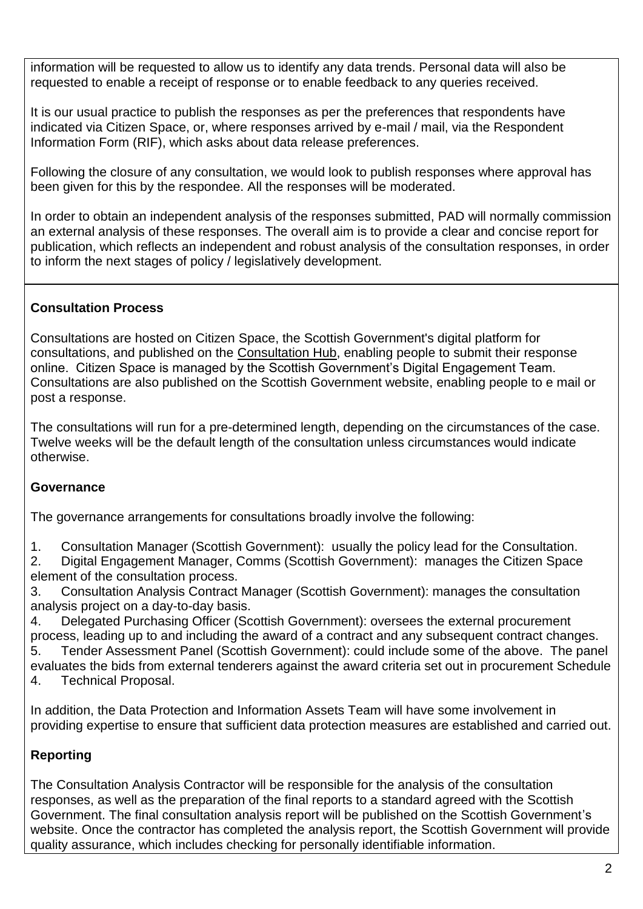information will be requested to allow us to identify any data trends. Personal data will also be requested to enable a receipt of response or to enable feedback to any queries received.

It is our usual practice to publish the responses as per the preferences that respondents have indicated via Citizen Space, or, where responses arrived by e-mail / mail, via the Respondent Information Form (RIF), which asks about data release preferences.

Following the closure of any consultation, we would look to publish responses where approval has been given for this by the respondee. All the responses will be moderated.

In order to obtain an independent analysis of the responses submitted, PAD will normally commission an external analysis of these responses. The overall aim is to provide a clear and concise report for publication, which reflects an independent and robust analysis of the consultation responses, in order to inform the next stages of policy / legislatively development.

**Consultation Process**

Consultations are hosted on Citizen Space, the Scottish Government's digital platform for consultations, and published on the Consultation Hub, enabling people to submit their response online. Citizen Space is managed by the Scottish Government's Digital Engagement Team. Consultations are also published on the Scottish Government website, enabling people to e mail or post a response.

The consultations will run for a pre-determined length, depending on the circumstances of the case. Twelve weeks will be the default length of the consultation unless circumstances would indicate otherwise.

**Governance**

The governance arrangements for consultations broadly involve the following:

1. Consultation Manager (Scottish Government): usually the policy lead for the Consultation.
2. Digital Engagement Manager, Comms (Scottish Government): manages the Citizen Space element of the consultation process.
3. Consultation Analysis Contract Manager (Scottish Government): manages the consultation analysis project on a day-to-day basis.
4. Delegated Purchasing Officer (Scottish Government): oversees the external procurement process, leading up to and including the award of a contract and any subsequent contract changes.
5. Tender Assessment Panel (Scottish Government): could include some of the above. The panel evaluates the bids from external tenderers against the award criteria set out in procurement Schedule 4. Technical Proposal.

In addition, the Data Protection and Information Assets Team will have some involvement in providing expertise to ensure that sufficient data protection measures are established and carried out.

**Reporting**

The Consultation Analysis Contractor will be responsible for the analysis of the consultation responses, as well as the preparation of the final reports to a standard agreed with the Scottish Government. The final consultation analysis report will be published on the Scottish Government's website. Once the contractor has completed the analysis report, the Scottish Government will provide quality assurance, which includes checking for personally identifiable information.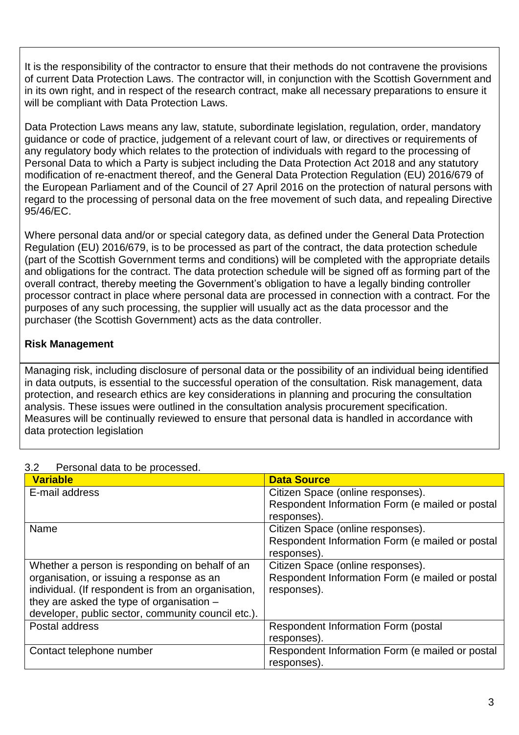It is the responsibility of the contractor to ensure that their methods do not contravene the provisions of current Data Protection Laws. The contractor will, in conjunction with the Scottish Government and in its own right, and in respect of the research contract, make all necessary preparations to ensure it will be compliant with Data Protection Laws.

Data Protection Laws means any law, statute, subordinate legislation, regulation, order, mandatory guidance or code of practice, judgement of a relevant court of law, or directives or requirements of any regulatory body which relates to the protection of individuals with regard to the processing of Personal Data to which a Party is subject including the Data Protection Act 2018 and any statutory modification of re-enactment thereof, and the General Data Protection Regulation (EU) 2016/679 of the European Parliament and of the Council of 27 April 2016 on the protection of natural persons with regard to the processing of personal data on the free movement of such data, and repealing Directive 95/46/EC.

Where personal data and/or or special category data, as defined under the General Data Protection Regulation (EU) 2016/679, is to be processed as part of the contract, the data protection schedule (part of the Scottish Government terms and conditions) will be completed with the appropriate details and obligations for the contract. The data protection schedule will be signed off as forming part of the overall contract, thereby meeting the Government's obligation to have a legally binding controller processor contract in place where personal data are processed in connection with a contract. For the purposes of any such processing, the supplier will usually act as the data processor and the purchaser (the Scottish Government) acts as the data controller.

**Risk Management**

Managing risk, including disclosure of personal data or the possibility of an individual being identified in data outputs, is essential to the successful operation of the consultation. Risk management, data protection, and research ethics are key considerations in planning and procuring the consultation analysis. These issues were outlined in the consultation analysis procurement specification. Measures will be continually reviewed to ensure that personal data is handled in accordance with data protection legislation

3.2 Personal data to be processed.

| Variable | Data Source |
| --- | --- |
| E-mail address | Citizen Space (online responses). Respondent Information Form (e mailed or postal responses). |
| Name | Citizen Space (online responses). Respondent Information Form (e mailed or postal responses). |
| Whether a person is responding on behalf of an organisation, or issuing a response as an individual. (If respondent is from an organisation, they are asked the type of organisation – developer, public sector, community council etc.). | Citizen Space (online responses). Respondent Information Form (e mailed or postal responses). |
| Postal address | Respondent Information Form (postal responses). |
| Contact telephone number | Respondent Information Form (e mailed or postal responses). |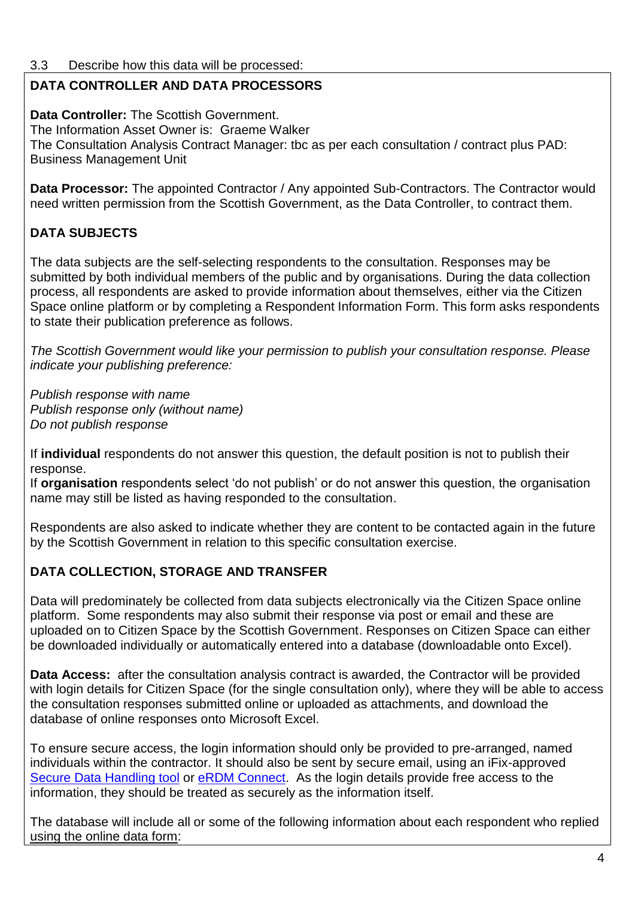3.3 Describe how this data will be processed:

**DATA CONTROLLER AND DATA PROCESSORS**

**Data Controller:** The Scottish Government.
The Information Asset Owner is: Graeme Walker
The Consultation Analysis Contract Manager: tbc as per each consultation / contract plus PAD: Business Management Unit

**Data Processor:** The appointed Contractor / Any appointed Sub-Contractors. The Contractor would need written permission from the Scottish Government, as the Data Controller, to contract them.

**DATA SUBJECTS**

The data subjects are the self-selecting respondents to the consultation. Responses may be submitted by both individual members of the public and by organisations. During the data collection process, all respondents are asked to provide information about themselves, either via the Citizen Space online platform or by completing a Respondent Information Form. This form asks respondents to state their publication preference as follows.

*The Scottish Government would like your permission to publish your consultation response. Please indicate your publishing preference:*

*Publish response with name*
*Publish response only (without name)*
*Do not publish response*

If **individual** respondents do not answer this question, the default position is not to publish their response.
If **organisation** respondents select 'do not publish' or do not answer this question, the organisation name may still be listed as having responded to the consultation.

Respondents are also asked to indicate whether they are content to be contacted again in the future by the Scottish Government in relation to this specific consultation exercise.

**DATA COLLECTION, STORAGE AND TRANSFER**

Data will predominately be collected from data subjects electronically via the Citizen Space online platform. Some respondents may also submit their response via post or email and these are uploaded on to Citizen Space by the Scottish Government. Responses on Citizen Space can either be downloaded individually or automatically entered into a database (downloadable onto Excel).

**Data Access:** after the consultation analysis contract is awarded, the Contractor will be provided with login details for Citizen Space (for the single consultation only), where they will be able to access the consultation responses submitted online or uploaded as attachments, and download the database of online responses onto Microsoft Excel.

To ensure secure access, the login information should only be provided to pre-arranged, named individuals within the contractor. It should also be sent by secure email, using an iFix-approved Secure Data Handling tool or eRDM Connect. As the login details provide free access to the information, they should be treated as securely as the information itself.

The database will include all or some of the following information about each respondent who replied using the online data form: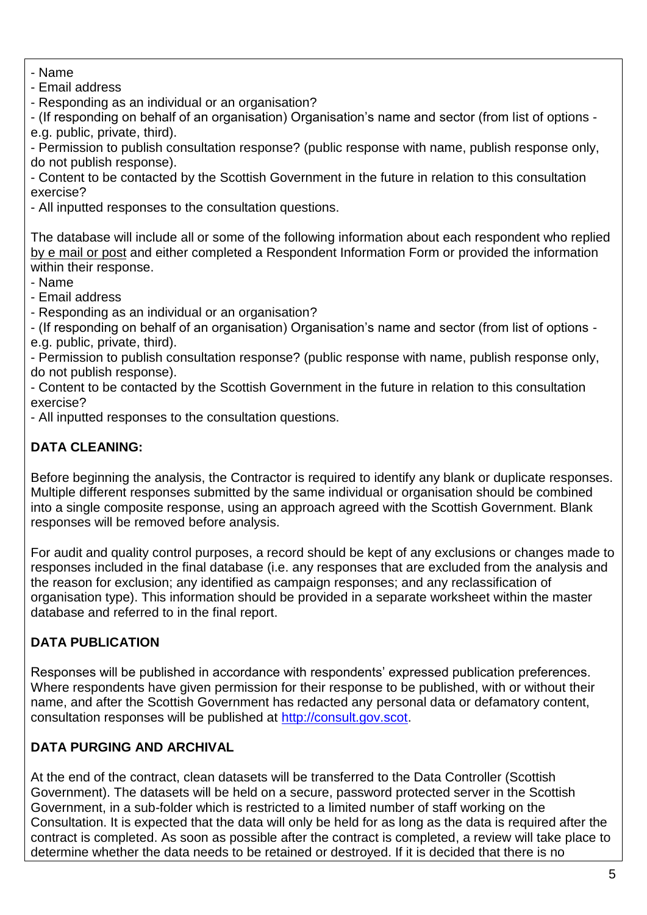- Name
- Email address
- Responding as an individual or an organisation?
- (If responding on behalf of an organisation) Organisation's name and sector (from list of options - e.g. public, private, third).
- Permission to publish consultation response? (public response with name, publish response only, do not publish response).
- Content to be contacted by the Scottish Government in the future in relation to this consultation exercise?
- All inputted responses to the consultation questions.

The database will include all or some of the following information about each respondent who replied by e mail or post and either completed a Respondent Information Form or provided the information within their response.

- Name
- Email address
- Responding as an individual or an organisation?
- (If responding on behalf of an organisation) Organisation's name and sector (from list of options - e.g. public, private, third).
- Permission to publish consultation response? (public response with name, publish response only, do not publish response).
- Content to be contacted by the Scottish Government in the future in relation to this consultation exercise?
- All inputted responses to the consultation questions.

**DATA CLEANING:**

Before beginning the analysis, the Contractor is required to identify any blank or duplicate responses. Multiple different responses submitted by the same individual or organisation should be combined into a single composite response, using an approach agreed with the Scottish Government. Blank responses will be removed before analysis.

For audit and quality control purposes, a record should be kept of any exclusions or changes made to responses included in the final database (i.e. any responses that are excluded from the analysis and the reason for exclusion; any identified as campaign responses; and any reclassification of organisation type). This information should be provided in a separate worksheet within the master database and referred to in the final report.

**DATA PUBLICATION**

Responses will be published in accordance with respondents' expressed publication preferences. Where respondents have given permission for their response to be published, with or without their name, and after the Scottish Government has redacted any personal data or defamatory content, consultation responses will be published at http://consult.gov.scot.

**DATA PURGING AND ARCHIVAL**

At the end of the contract, clean datasets will be transferred to the Data Controller (Scottish Government). The datasets will be held on a secure, password protected server in the Scottish Government, in a sub-folder which is restricted to a limited number of staff working on the Consultation. It is expected that the data will only be held for as long as the data is required after the contract is completed. As soon as possible after the contract is completed, a review will take place to determine whether the data needs to be retained or destroyed. If it is decided that there is no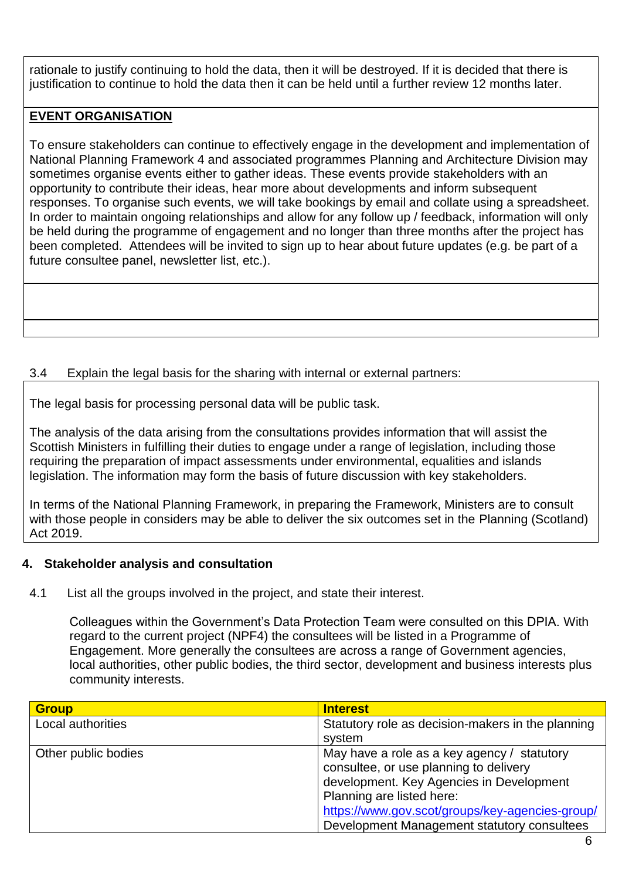rationale to justify continuing to hold the data, then it will be destroyed. If it is decided that there is justification to continue to hold the data then it can be held until a further review 12 months later.

**EVENT ORGANISATION**

To ensure stakeholders can continue to effectively engage in the development and implementation of National Planning Framework 4 and associated programmes Planning and Architecture Division may sometimes organise events either to gather ideas. These events provide stakeholders with an opportunity to contribute their ideas, hear more about developments and inform subsequent responses. To organise such events, we will take bookings by email and collate using a spreadsheet. In order to maintain ongoing relationships and allow for any follow up / feedback, information will only be held during the programme of engagement and no longer than three months after the project has been completed. Attendees will be invited to sign up to hear about future updates (e.g. be part of a future consultee panel, newsletter list, etc.).

3.4 Explain the legal basis for the sharing with internal or external partners:

The legal basis for processing personal data will be public task.

The analysis of the data arising from the consultations provides information that will assist the Scottish Ministers in fulfilling their duties to engage under a range of legislation, including those requiring the preparation of impact assessments under environmental, equalities and islands legislation. The information may form the basis of future discussion with key stakeholders.

In terms of the National Planning Framework, in preparing the Framework, Ministers are to consult with those people in considers may be able to deliver the six outcomes set in the Planning (Scotland) Act 2019.

## 4. Stakeholder analysis and consultation

4.1 List all the groups involved in the project, and state their interest.

Colleagues within the Government's Data Protection Team were consulted on this DPIA. With regard to the current project (NPF4) the consultees will be listed in a Programme of Engagement. More generally the consultees are across a range of Government agencies, local authorities, other public bodies, the third sector, development and business interests plus community interests.

| Group | Interest |
|---|---|
| Local authorities | Statutory role as decision-makers in the planning system |
| Other public bodies | May have a role as a key agency / statutory consultee, or use planning to delivery development. Key Agencies in Development Planning are listed here: [https://www.gov.scot/groups/key-agencies-group/](https://www.gov.scot/groups/key-agencies-group/) Development Management statutory consultees |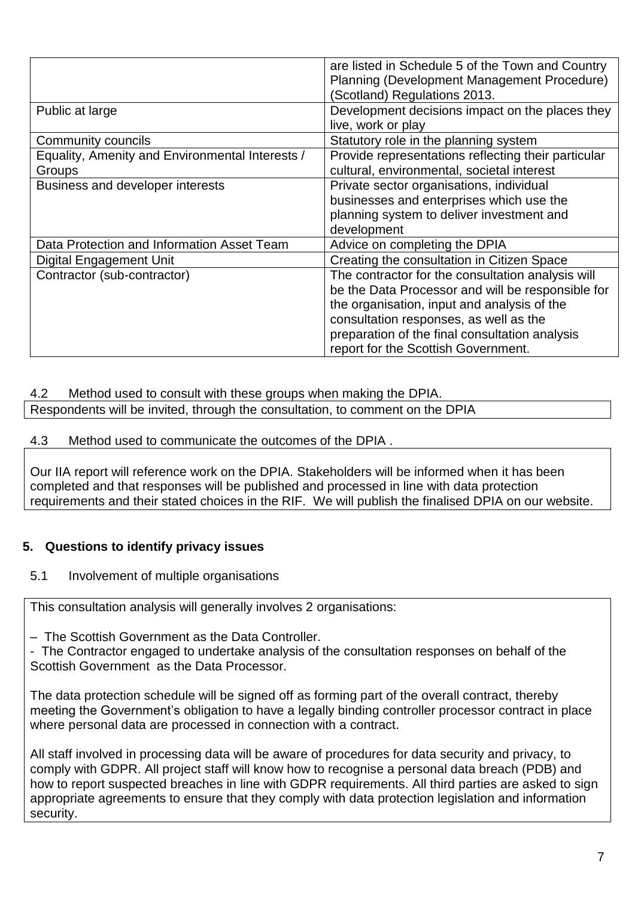| | |
|---|---|
| | are listed in Schedule 5 of the Town and Country Planning (Development Management Procedure) (Scotland) Regulations 2013. |
| Public at large | Development decisions impact on the places they live, work or play |
| Community councils | Statutory role in the planning system |
| Equality, Amenity and Environmental Interests / Groups | Provide representations reflecting their particular cultural, environmental, societal interest |
| Business and developer interests | Private sector organisations, individual businesses and enterprises which use the planning system to deliver investment and development |
| Data Protection and Information Asset Team | Advice on completing the DPIA |
| Digital Engagement Unit | Creating the consultation in Citizen Space |
| Contractor (sub-contractor) | The contractor for the consultation analysis will be the Data Processor and will be responsible for the organisation, input and analysis of the consultation responses, as well as the preparation of the final consultation analysis report for the Scottish Government. |

4.2 Method used to consult with these groups when making the DPIA.

Respondents will be invited, through the consultation, to comment on the DPIA

4.3 Method used to communicate the outcomes of the DPIA .

Our IIA report will reference work on the DPIA. Stakeholders will be informed when it has been completed and that responses will be published and processed in line with data protection requirements and their stated choices in the RIF. We will publish the finalised DPIA on our website.

## 5. Questions to identify privacy issues

5.1 Involvement of multiple organisations

This consultation analysis will generally involves 2 organisations:

– The Scottish Government as the Data Controller.
- The Contractor engaged to undertake analysis of the consultation responses on behalf of the Scottish Government as the Data Processor.

The data protection schedule will be signed off as forming part of the overall contract, thereby meeting the Government's obligation to have a legally binding controller processor contract in place where personal data are processed in connection with a contract.

All staff involved in processing data will be aware of procedures for data security and privacy, to comply with GDPR. All project staff will know how to recognise a personal data breach (PDB) and how to report suspected breaches in line with GDPR requirements. All third parties are asked to sign appropriate agreements to ensure that they comply with data protection legislation and information security.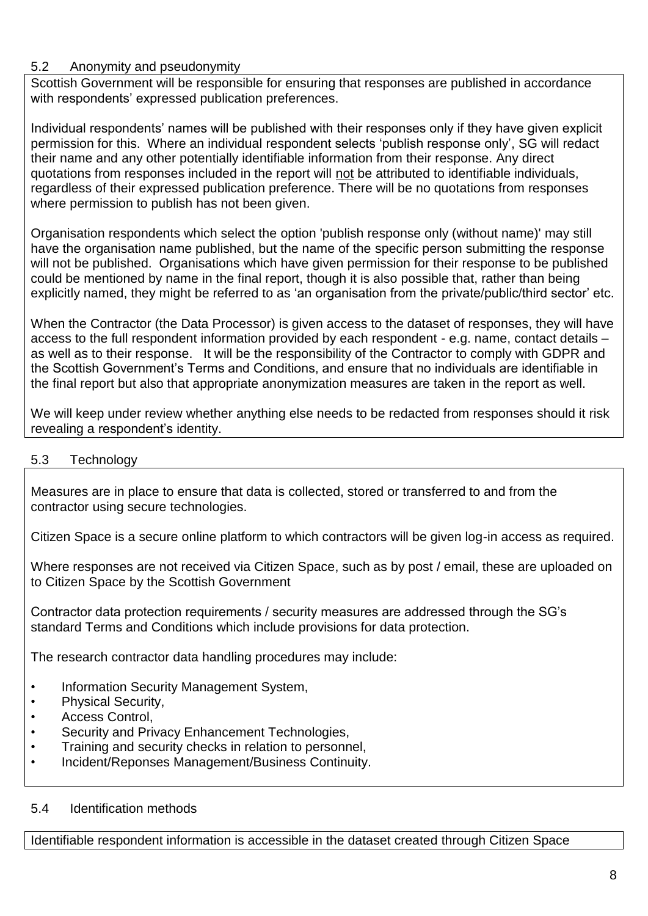### 5.2 Anonymity and pseudonymity

Scottish Government will be responsible for ensuring that responses are published in accordance with respondents' expressed publication preferences.

Individual respondents' names will be published with their responses only if they have given explicit permission for this. Where an individual respondent selects 'publish response only', SG will redact their name and any other potentially identifiable information from their response. Any direct quotations from responses included in the report will not be attributed to identifiable individuals, regardless of their expressed publication preference. There will be no quotations from responses where permission to publish has not been given.

Organisation respondents which select the option 'publish response only (without name)' may still have the organisation name published, but the name of the specific person submitting the response will not be published. Organisations which have given permission for their response to be published could be mentioned by name in the final report, though it is also possible that, rather than being explicitly named, they might be referred to as 'an organisation from the private/public/third sector' etc.

When the Contractor (the Data Processor) is given access to the dataset of responses, they will have access to the full respondent information provided by each respondent - e.g. name, contact details – as well as to their response. It will be the responsibility of the Contractor to comply with GDPR and the Scottish Government's Terms and Conditions, and ensure that no individuals are identifiable in the final report but also that appropriate anonymization measures are taken in the report as well.

We will keep under review whether anything else needs to be redacted from responses should it risk revealing a respondent's identity.

### 5.3 Technology

Measures are in place to ensure that data is collected, stored or transferred to and from the contractor using secure technologies.

Citizen Space is a secure online platform to which contractors will be given log-in access as required.

Where responses are not received via Citizen Space, such as by post / email, these are uploaded on to Citizen Space by the Scottish Government

Contractor data protection requirements / security measures are addressed through the SG's standard Terms and Conditions which include provisions for data protection.

The research contractor data handling procedures may include:

- Information Security Management System,
- Physical Security,
- Access Control,
- Security and Privacy Enhancement Technologies,
- Training and security checks in relation to personnel,
- Incident/Reponses Management/Business Continuity.

### 5.4 Identification methods

Identifiable respondent information is accessible in the dataset created through Citizen Space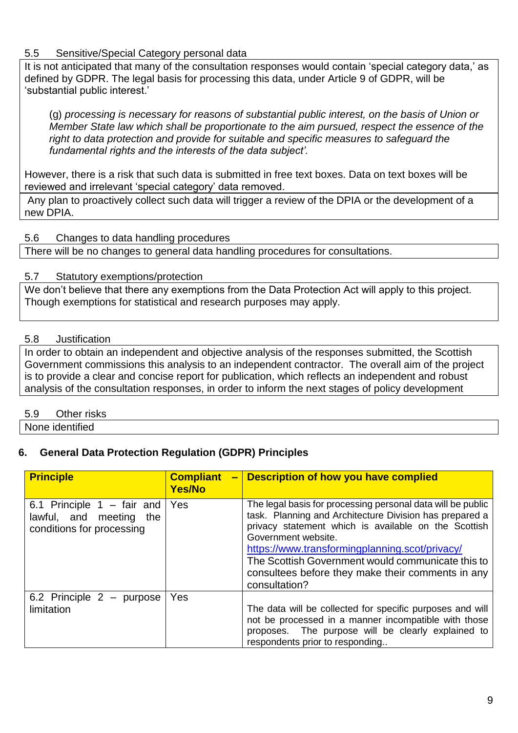5.5 Sensitive/Special Category personal data

It is not anticipated that many of the consultation responses would contain 'special category data,' as defined by GDPR. The legal basis for processing this data, under Article 9 of GDPR, will be 'substantial public interest.'

> (g) *processing is necessary for reasons of substantial public interest, on the basis of Union or Member State law which shall be proportionate to the aim pursued, respect the essence of the right to data protection and provide for suitable and specific measures to safeguard the fundamental rights and the interests of the data subject'.*

However, there is a risk that such data is submitted in free text boxes. Data on text boxes will be reviewed and irrelevant 'special category' data removed.

Any plan to proactively collect such data will trigger a review of the DPIA or the development of a new DPIA.

5.6 Changes to data handling procedures

There will be no changes to general data handling procedures for consultations.

5.7 Statutory exemptions/protection

We don't believe that there any exemptions from the Data Protection Act will apply to this project. Though exemptions for statistical and research purposes may apply.

5.8 Justification

In order to obtain an independent and objective analysis of the responses submitted, the Scottish Government commissions this analysis to an independent contractor. The overall aim of the project is to provide a clear and concise report for publication, which reflects an independent and robust analysis of the consultation responses, in order to inform the next stages of policy development

5.9 Other risks

None identified

## 6. General Data Protection Regulation (GDPR) Principles

| **Principle** | **Compliant – Yes/No** | **Description of how you have complied** |
|---|---|---|
| 6.1 Principle 1 – fair and lawful, and meeting the conditions for processing | Yes | The legal basis for processing personal data will be public task. Planning and Architecture Division has prepared a privacy statement which is available on the Scottish Government website. https://www.transformingplanning.scot/privacy/ The Scottish Government would communicate this to consultees before they make their comments in any consultation? |
| 6.2 Principle 2 – purpose limitation | Yes | The data will be collected for specific purposes and will not be processed in a manner incompatible with those proposes. The purpose will be clearly explained to respondents prior to responding.. |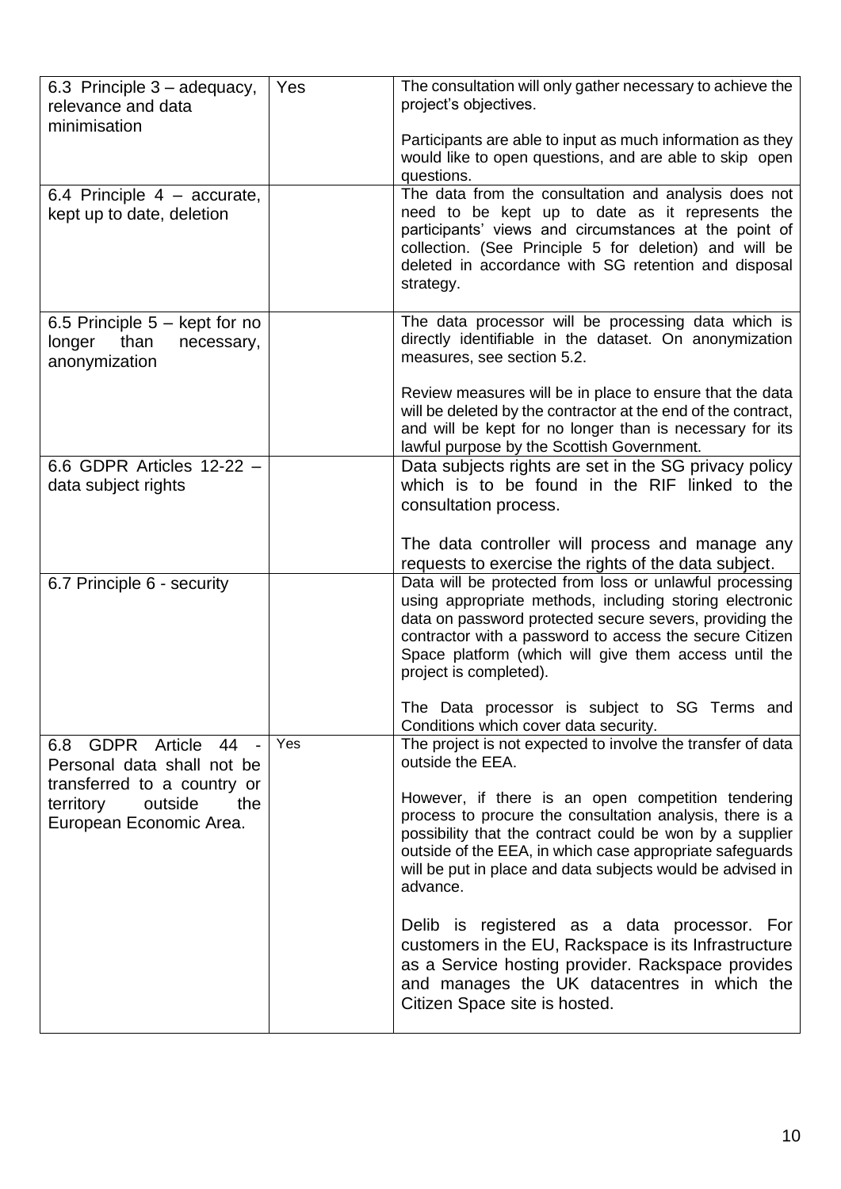| | | |
|---|---|---|
| 6.3 Principle 3 – adequacy, relevance and data minimisation | Yes | The consultation will only gather necessary to achieve the project's objectives.<br><br>Participants are able to input as much information as they would like to open questions, and are able to skip open questions. |
| 6.4 Principle 4 – accurate, kept up to date, deletion | | The data from the consultation and analysis does not need to be kept up to date as it represents the participants' views and circumstances at the point of collection. (See Principle 5 for deletion) and will be deleted in accordance with SG retention and disposal strategy. |
| 6.5 Principle 5 – kept for no longer than necessary, anonymization | | The data processor will be processing data which is directly identifiable in the dataset. On anonymization measures, see section 5.2.<br><br>Review measures will be in place to ensure that the data will be deleted by the contractor at the end of the contract, and will be kept for no longer than is necessary for its lawful purpose by the Scottish Government. |
| 6.6 GDPR Articles 12-22 – data subject rights | | Data subjects rights are set in the SG privacy policy which is to be found in the RIF linked to the consultation process.<br><br>The data controller will process and manage any requests to exercise the rights of the data subject. |
| 6.7 Principle 6 - security | | Data will be protected from loss or unlawful processing using appropriate methods, including storing electronic data on password protected secure severs, providing the contractor with a password to access the secure Citizen Space platform (which will give them access until the project is completed).<br><br>The Data processor is subject to SG Terms and Conditions which cover data security. |
| 6.8 GDPR Article 44 - Personal data shall not be transferred to a country or territory outside the European Economic Area. | Yes | The project is not expected to involve the transfer of data outside the EEA.<br><br>However, if there is an open competition tendering process to procure the consultation analysis, there is a possibility that the contract could be won by a supplier outside of the EEA, in which case appropriate safeguards will be put in place and data subjects would be advised in advance.<br><br>Delib is registered as a data processor. For customers in the EU, Rackspace is its Infrastructure as a Service hosting provider. Rackspace provides and manages the UK datacentres in which the Citizen Space site is hosted. |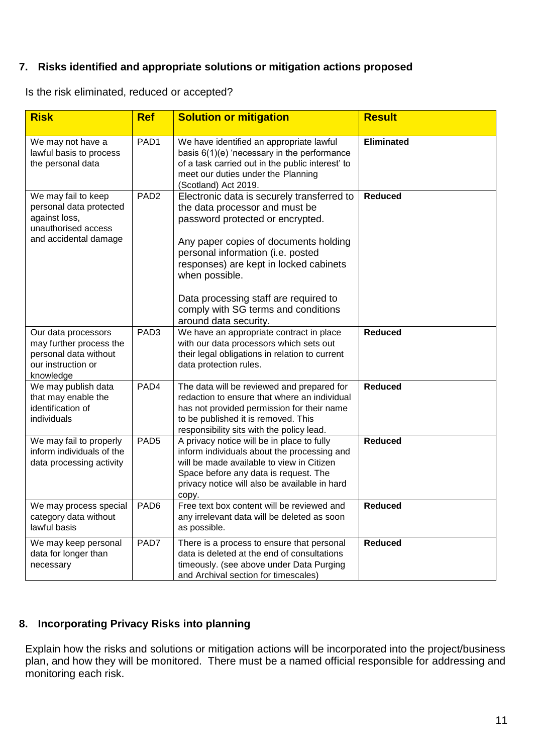## 7. Risks identified and appropriate solutions or mitigation actions proposed

Is the risk eliminated, reduced or accepted?

| Risk | Ref | Solution or mitigation | Result |
|---|---|---|---|
| We may not have a lawful basis to process the personal data | PAD1 | We have identified an appropriate lawful basis 6(1)(e) 'necessary in the performance of a task carried out in the public interest' to meet our duties under the Planning (Scotland) Act 2019. | **Eliminated** |
| We may fail to keep personal data protected against loss, unauthorised access and accidental damage | PAD2 | Electronic data is securely transferred to the data processor and must be password protected or encrypted.<br><br>Any paper copies of documents holding personal information (i.e. posted responses) are kept in locked cabinets when possible.<br><br>Data processing staff are required to comply with SG terms and conditions around data security. | **Reduced** |
| Our data processors may further process the personal data without our instruction or knowledge | PAD3 | We have an appropriate contract in place with our data processors which sets out their legal obligations in relation to current data protection rules. | **Reduced** |
| We may publish data that may enable the identification of individuals | PAD4 | The data will be reviewed and prepared for redaction to ensure that where an individual has not provided permission for their name to be published it is removed. This responsibility sits with the policy lead. | **Reduced** |
| We may fail to properly inform individuals of the data processing activity | PAD5 | A privacy notice will be in place to fully inform individuals about the processing and will be made available to view in Citizen Space before any data is request. The privacy notice will also be available in hard copy. | **Reduced** |
| We may process special category data without lawful basis | PAD6 | Free text box content will be reviewed and any irrelevant data will be deleted as soon as possible. | **Reduced** |
| We may keep personal data for longer than necessary | PAD7 | There is a process to ensure that personal data is deleted at the end of consultations timeously. (see above under Data Purging and Archival section for timescales) | **Reduced** |

## 8. Incorporating Privacy Risks into planning

Explain how the risks and solutions or mitigation actions will be incorporated into the project/business plan, and how they will be monitored. There must be a named official responsible for addressing and monitoring each risk.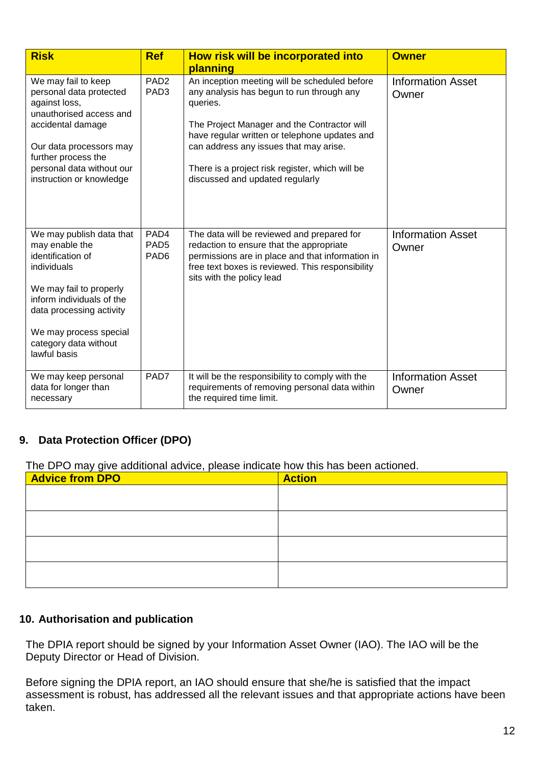| Risk | Ref | How risk will be incorporated into planning | Owner |
|---|---|---|---|
| We may fail to keep personal data protected against loss, unauthorised access and accidental damage<br><br>Our data processors may further process the personal data without our instruction or knowledge | PAD2<br>PAD3 | An inception meeting will be scheduled before any analysis has begun to run through any queries.<br><br>The Project Manager and the Contractor will have regular written or telephone updates and can address any issues that may arise.<br><br>There is a project risk register, which will be discussed and updated regularly | Information Asset Owner |
| We may publish data that may enable the identification of individuals<br><br>We may fail to properly inform individuals of the data processing activity<br><br>We may process special category data without lawful basis | PAD4<br>PAD5<br>PAD6 | The data will be reviewed and prepared for redaction to ensure that the appropriate permissions are in place and that information in free text boxes is reviewed. This responsibility sits with the policy lead | Information Asset Owner |
| We may keep personal data for longer than necessary | PAD7 | It will be the responsibility to comply with the requirements of removing personal data within the required time limit. | Information Asset Owner |

## 9. Data Protection Officer (DPO)

The DPO may give additional advice, please indicate how this has been actioned.

| Advice from DPO | Action |
|---|---|
| | |
| | |
| | |
| | |

## 10. Authorisation and publication

The DPIA report should be signed by your Information Asset Owner (IAO). The IAO will be the Deputy Director or Head of Division.

Before signing the DPIA report, an IAO should ensure that she/he is satisfied that the impact assessment is robust, has addressed all the relevant issues and that appropriate actions have been taken.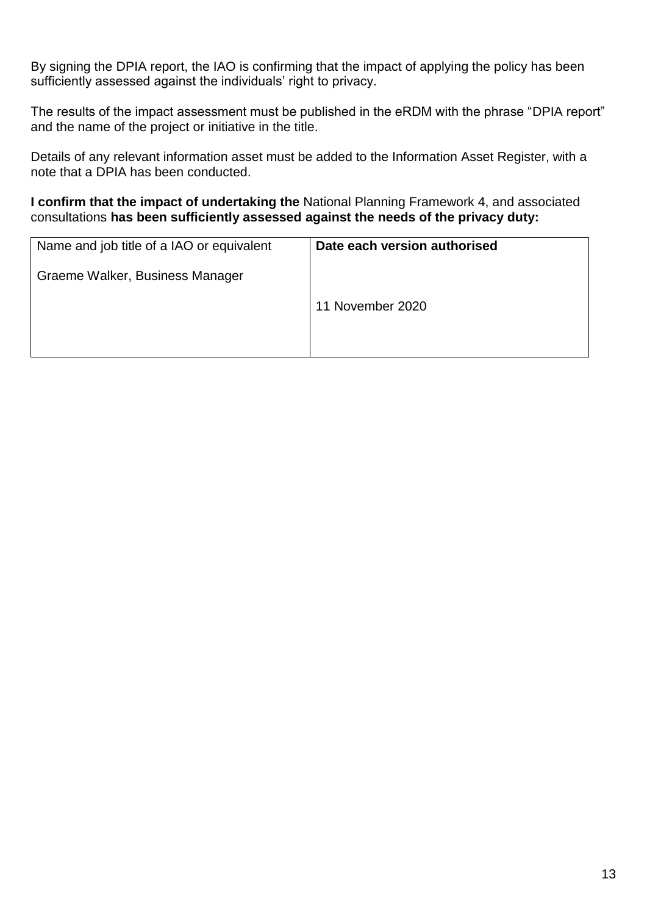By signing the DPIA report, the IAO is confirming that the impact of applying the policy has been sufficiently assessed against the individuals' right to privacy.

The results of the impact assessment must be published in the eRDM with the phrase "DPIA report" and the name of the project or initiative in the title.

Details of any relevant information asset must be added to the Information Asset Register, with a note that a DPIA has been conducted.

**I confirm that the impact of undertaking the** National Planning Framework 4, and associated consultations **has been sufficiently assessed against the needs of the privacy duty:**

| Name and job title of a IAO or equivalent | **Date each version authorised** |
|---|---|
| Graeme Walker, Business Manager | 11 November 2020 |